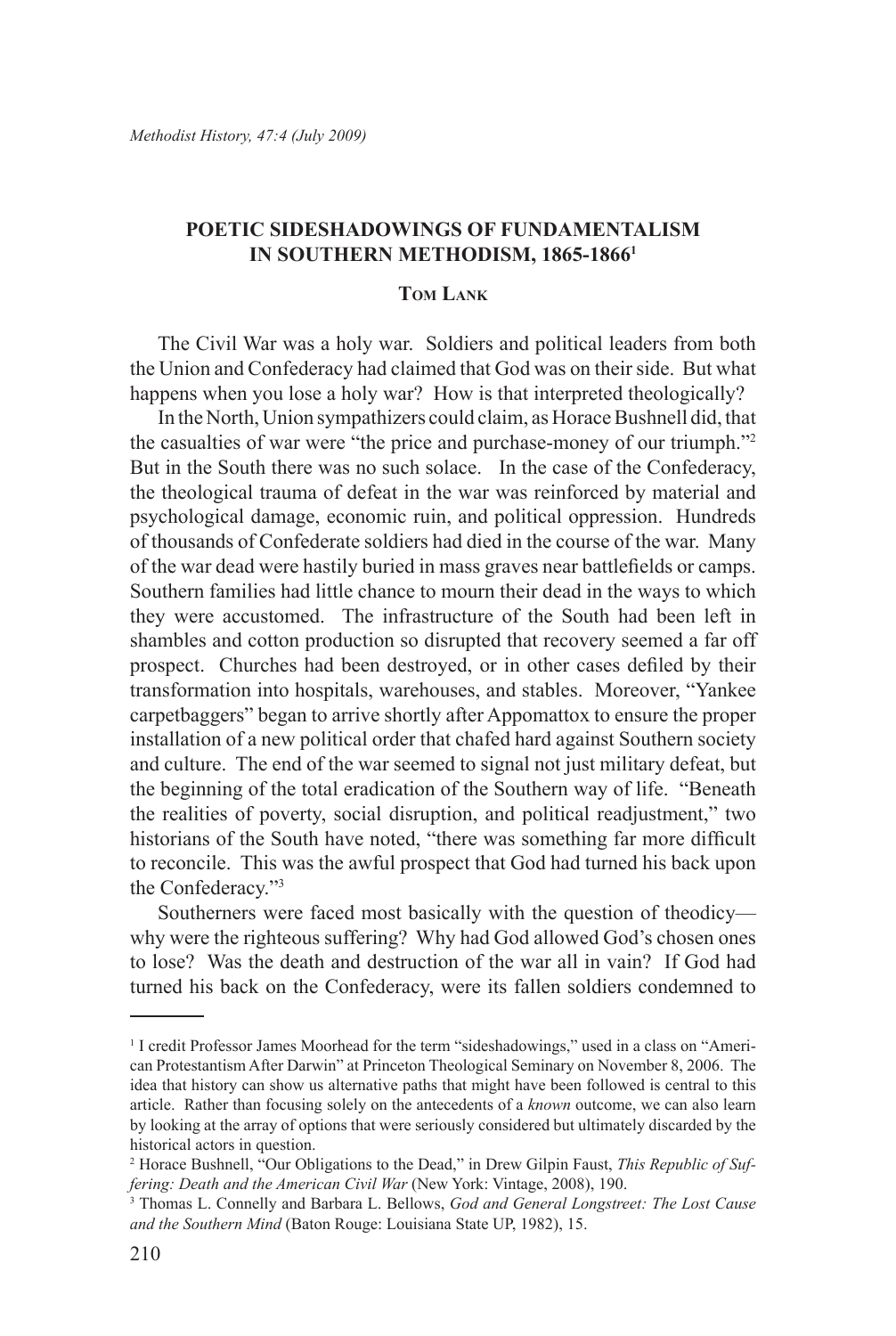# POETIC SIDESHADOWINGS OF FUNDAMENTALISM IN SOUTHERN METHODISM, 1865-1866[1]

**Tom Lank**

The Civil War was a holy war. Soldiers and political leaders from both the Union and Confederacy had claimed that God was on their side. But what happens when you lose a holy war? How is that interpreted theologically?

In the North, Union sympathizers could claim, as Horace Bushnell did, that the casualties of war were "the price and purchase-money of our triumph."[2] But in the South there was no such solace. In the case of the Confederacy, the theological trauma of defeat in the war was reinforced by material and psychological damage, economic ruin, and political oppression. Hundreds of thousands of Confederate soldiers had died in the course of the war. Many of the war dead were hastily buried in mass graves near battlefields or camps. Southern families had little chance to mourn their dead in the ways to which they were accustomed. The infrastructure of the South had been left in shambles and cotton production so disrupted that recovery seemed a far off prospect. Churches had been destroyed, or in other cases defiled by their transformation into hospitals, warehouses, and stables. Moreover, "Yankee carpetbaggers" began to arrive shortly after Appomattox to ensure the proper installation of a new political order that chafed hard against Southern society and culture. The end of the war seemed to signal not just military defeat, but the beginning of the total eradication of the Southern way of life. "Beneath the realities of poverty, social disruption, and political readjustment," two historians of the South have noted, "there was something far more difficult to reconcile. This was the awful prospect that God had turned his back upon the Confederacy."[3]

Southerners were faced most basically with the question of theodicy—why were the righteous suffering? Why had God allowed God's chosen ones to lose? Was the death and destruction of the war all in vain? If God had turned his back on the Confederacy, were its fallen soldiers condemned to

---

[1] I credit Professor James Moorhead for the term "sideshadowings," used in a class on "American Protestantism After Darwin" at Princeton Theological Seminary on November 8, 2006. The idea that history can show us alternative paths that might have been followed is central to this article. Rather than focusing solely on the antecedents of a *known* outcome, we can also learn by looking at the array of options that were seriously considered but ultimately discarded by the historical actors in question.

[2] Horace Bushnell, "Our Obligations to the Dead," in Drew Gilpin Faust, *This Republic of Suffering: Death and the American Civil War* (New York: Vintage, 2008), 190.

[3] Thomas L. Connelly and Barbara L. Bellows, *God and General Longstreet: The Lost Cause and the Southern Mind* (Baton Rouge: Louisiana State UP, 1982), 15.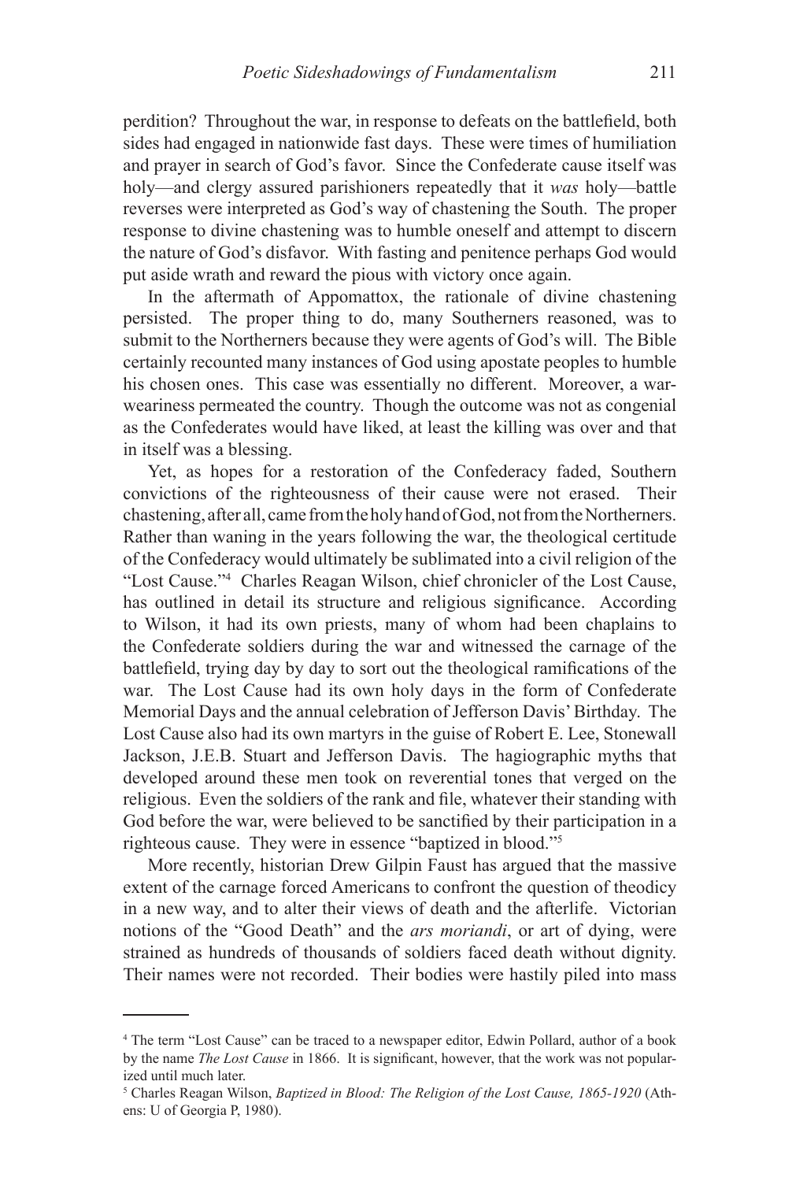perdition? Throughout the war, in response to defeats on the battlefield, both sides had engaged in nationwide fast days. These were times of humiliation and prayer in search of God's favor. Since the Confederate cause itself was holy—and clergy assured parishioners repeatedly that it *was* holy—battle reverses were interpreted as God's way of chastening the South. The proper response to divine chastening was to humble oneself and attempt to discern the nature of God's disfavor. With fasting and penitence perhaps God would put aside wrath and reward the pious with victory once again.

In the aftermath of Appomattox, the rationale of divine chastening persisted. The proper thing to do, many Southerners reasoned, was to submit to the Northerners because they were agents of God's will. The Bible certainly recounted many instances of God using apostate peoples to humble his chosen ones. This case was essentially no different. Moreover, a war-weariness permeated the country. Though the outcome was not as congenial as the Confederates would have liked, at least the killing was over and that in itself was a blessing.

Yet, as hopes for a restoration of the Confederacy faded, Southern convictions of the righteousness of their cause were not erased. Their chastening, after all, came from the holy hand of God, not from the Northerners. Rather than waning in the years following the war, the theological certitude of the Confederacy would ultimately be sublimated into a civil religion of the "Lost Cause."[4] Charles Reagan Wilson, chief chronicler of the Lost Cause, has outlined in detail its structure and religious significance. According to Wilson, it had its own priests, many of whom had been chaplains to the Confederate soldiers during the war and witnessed the carnage of the battlefield, trying day by day to sort out the theological ramifications of the war. The Lost Cause had its own holy days in the form of Confederate Memorial Days and the annual celebration of Jefferson Davis' Birthday. The Lost Cause also had its own martyrs in the guise of Robert E. Lee, Stonewall Jackson, J.E.B. Stuart and Jefferson Davis. The hagiographic myths that developed around these men took on reverential tones that verged on the religious. Even the soldiers of the rank and file, whatever their standing with God before the war, were believed to be sanctified by their participation in a righteous cause. They were in essence "baptized in blood."[5]

More recently, historian Drew Gilpin Faust has argued that the massive extent of the carnage forced Americans to confront the question of theodicy in a new way, and to alter their views of death and the afterlife. Victorian notions of the "Good Death" and the *ars moriandi*, or art of dying, were strained as hundreds of thousands of soldiers faced death without dignity. Their names were not recorded. Their bodies were hastily piled into mass

---

[4] The term "Lost Cause" can be traced to a newspaper editor, Edwin Pollard, author of a book by the name *The Lost Cause* in 1866. It is significant, however, that the work was not popularized until much later.

[5] Charles Reagan Wilson, *Baptized in Blood: The Religion of the Lost Cause, 1865-1920* (Athens: U of Georgia P, 1980).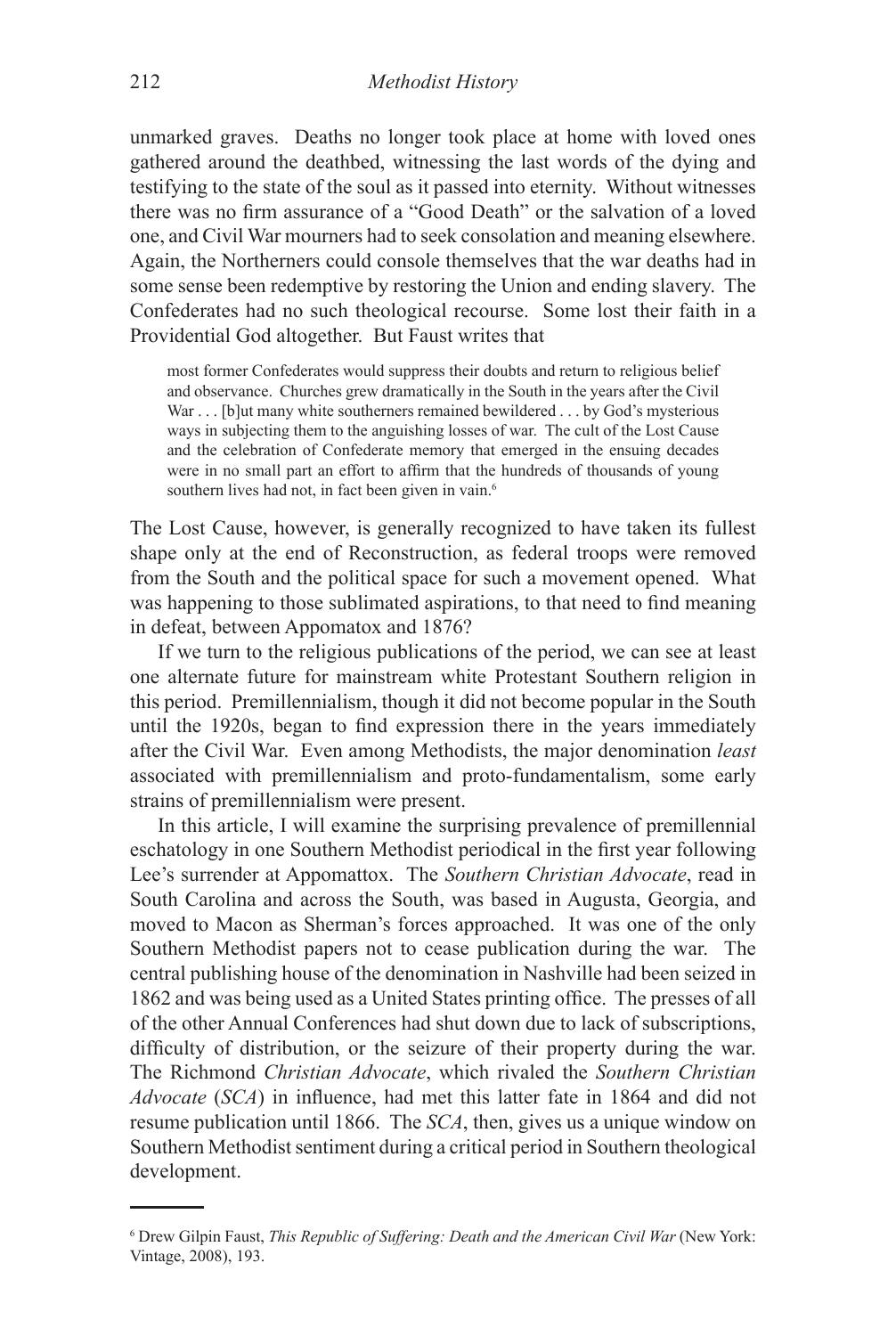unmarked graves. Deaths no longer took place at home with loved ones gathered around the deathbed, witnessing the last words of the dying and testifying to the state of the soul as it passed into eternity. Without witnesses there was no firm assurance of a "Good Death" or the salvation of a loved one, and Civil War mourners had to seek consolation and meaning elsewhere. Again, the Northerners could console themselves that the war deaths had in some sense been redemptive by restoring the Union and ending slavery. The Confederates had no such theological recourse. Some lost their faith in a Providential God altogether. But Faust writes that

> most former Confederates would suppress their doubts and return to religious belief and observance. Churches grew dramatically in the South in the years after the Civil War . . . [b]ut many white southerners remained bewildered . . . by God's mysterious ways in subjecting them to the anguishing losses of war. The cult of the Lost Cause and the celebration of Confederate memory that emerged in the ensuing decades were in no small part an effort to affirm that the hundreds of thousands of young southern lives had not, in fact been given in vain.[6]

The Lost Cause, however, is generally recognized to have taken its fullest shape only at the end of Reconstruction, as federal troops were removed from the South and the political space for such a movement opened. What was happening to those sublimated aspirations, to that need to find meaning in defeat, between Appomatox and 1876?

If we turn to the religious publications of the period, we can see at least one alternate future for mainstream white Protestant Southern religion in this period. Premillennialism, though it did not become popular in the South until the 1920s, began to find expression there in the years immediately after the Civil War. Even among Methodists, the major denomination *least* associated with premillennialism and proto-fundamentalism, some early strains of premillennialism were present.

In this article, I will examine the surprising prevalence of premillennial eschatology in one Southern Methodist periodical in the first year following Lee's surrender at Appomattox. The *Southern Christian Advocate*, read in South Carolina and across the South, was based in Augusta, Georgia, and moved to Macon as Sherman's forces approached. It was one of the only Southern Methodist papers not to cease publication during the war. The central publishing house of the denomination in Nashville had been seized in 1862 and was being used as a United States printing office. The presses of all of the other Annual Conferences had shut down due to lack of subscriptions, difficulty of distribution, or the seizure of their property during the war. The Richmond *Christian Advocate*, which rivaled the *Southern Christian Advocate* (*SCA*) in influence, had met this latter fate in 1864 and did not resume publication until 1866. The *SCA*, then, gives us a unique window on Southern Methodist sentiment during a critical period in Southern theological development.

---

[6] Drew Gilpin Faust, *This Republic of Suffering: Death and the American Civil War* (New York: Vintage, 2008), 193.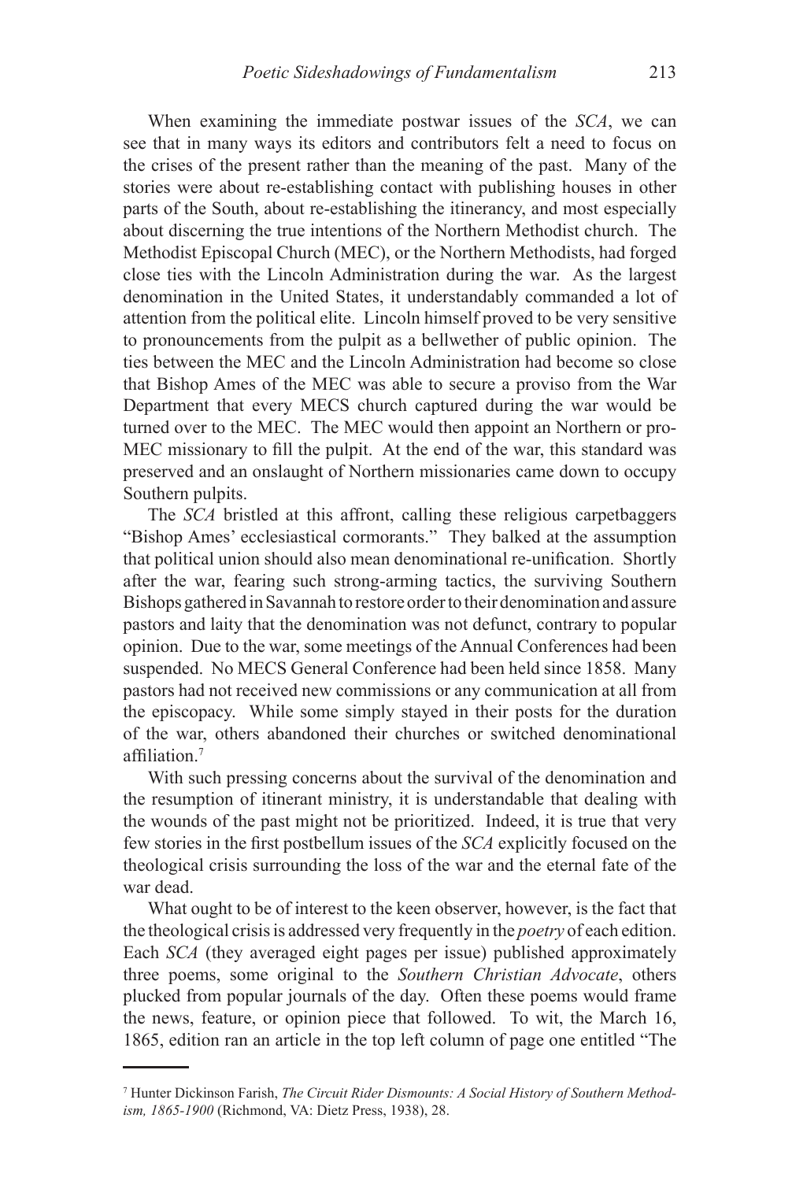When examining the immediate postwar issues of the *SCA*, we can see that in many ways its editors and contributors felt a need to focus on the crises of the present rather than the meaning of the past. Many of the stories were about re-establishing contact with publishing houses in other parts of the South, about re-establishing the itinerancy, and most especially about discerning the true intentions of the Northern Methodist church. The Methodist Episcopal Church (MEC), or the Northern Methodists, had forged close ties with the Lincoln Administration during the war. As the largest denomination in the United States, it understandably commanded a lot of attention from the political elite. Lincoln himself proved to be very sensitive to pronouncements from the pulpit as a bellwether of public opinion. The ties between the MEC and the Lincoln Administration had become so close that Bishop Ames of the MEC was able to secure a proviso from the War Department that every MECS church captured during the war would be turned over to the MEC. The MEC would then appoint an Northern or pro-MEC missionary to fill the pulpit. At the end of the war, this standard was preserved and an onslaught of Northern missionaries came down to occupy Southern pulpits.

The *SCA* bristled at this affront, calling these religious carpetbaggers "Bishop Ames' ecclesiastical cormorants." They balked at the assumption that political union should also mean denominational re-unification. Shortly after the war, fearing such strong-arming tactics, the surviving Southern Bishops gathered in Savannah to restore order to their denomination and assure pastors and laity that the denomination was not defunct, contrary to popular opinion. Due to the war, some meetings of the Annual Conferences had been suspended. No MECS General Conference had been held since 1858. Many pastors had not received new commissions or any communication at all from the episcopacy. While some simply stayed in their posts for the duration of the war, others abandoned their churches or switched denominational affiliation.[7]

With such pressing concerns about the survival of the denomination and the resumption of itinerant ministry, it is understandable that dealing with the wounds of the past might not be prioritized. Indeed, it is true that very few stories in the first postbellum issues of the *SCA* explicitly focused on the theological crisis surrounding the loss of the war and the eternal fate of the war dead.

What ought to be of interest to the keen observer, however, is the fact that the theological crisis is addressed very frequently in the *poetry* of each edition. Each *SCA* (they averaged eight pages per issue) published approximately three poems, some original to the *Southern Christian Advocate*, others plucked from popular journals of the day. Often these poems would frame the news, feature, or opinion piece that followed. To wit, the March 16, 1865, edition ran an article in the top left column of page one entitled "The

---

[7] Hunter Dickinson Farish, *The Circuit Rider Dismounts: A Social History of Southern Methodism, 1865-1900* (Richmond, VA: Dietz Press, 1938), 28.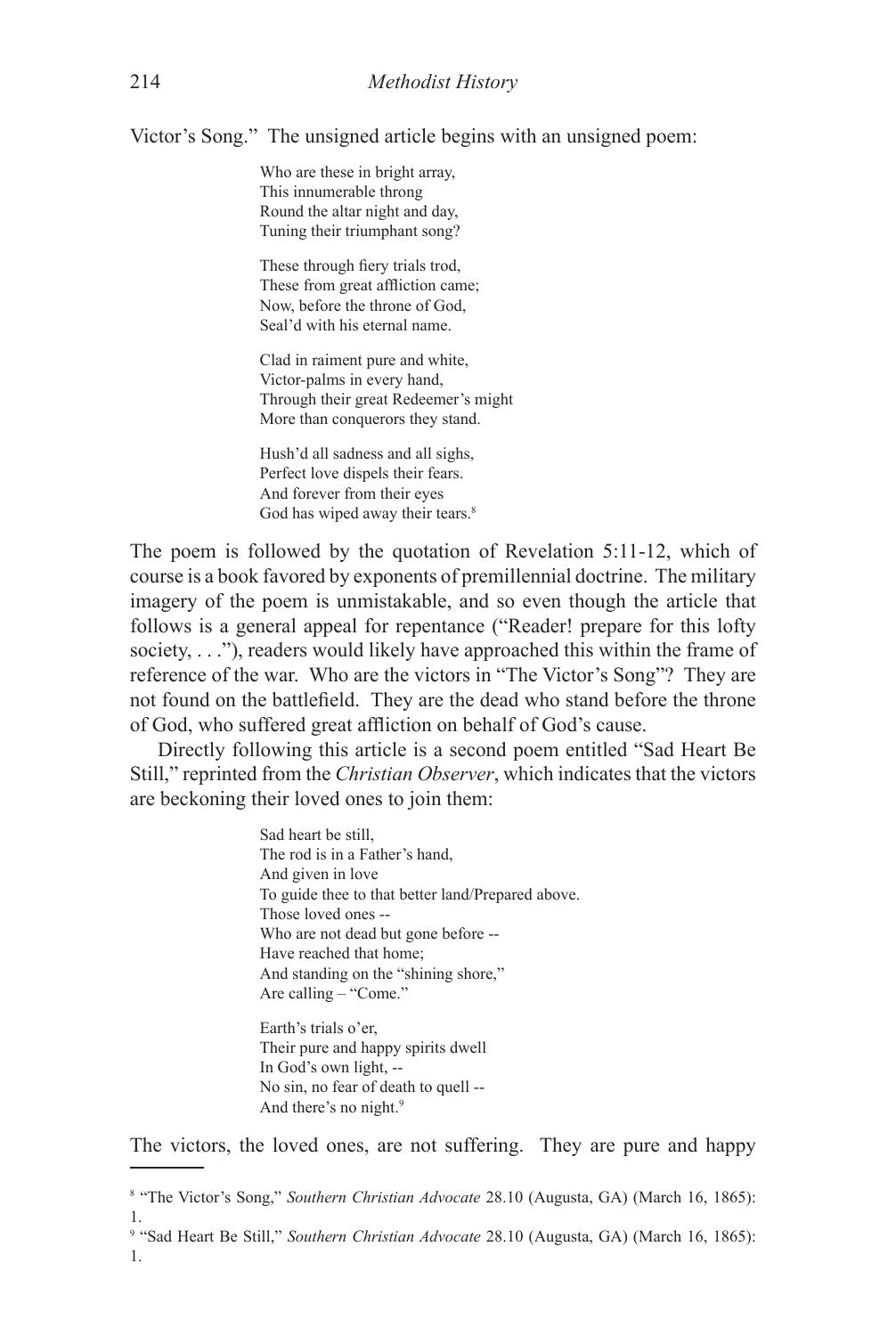Victor's Song." The unsigned article begins with an unsigned poem:

> Who are these in bright array,  
> This innumerable throng  
> Round the altar night and day,  
> Tuning their triumphant song?
>
> These through fiery trials trod,  
> These from great affliction came;  
> Now, before the throne of God,  
> Seal'd with his eternal name.
>
> Clad in raiment pure and white,  
> Victor-palms in every hand,  
> Through their great Redeemer's might  
> More than conquerors they stand.
>
> Hush'd all sadness and all sighs,  
> Perfect love dispels their fears.  
> And forever from their eyes  
> God has wiped away their tears.[8]

The poem is followed by the quotation of Revelation 5:11-12, which of course is a book favored by exponents of premillennial doctrine. The military imagery of the poem is unmistakable, and so even though the article that follows is a general appeal for repentance ("Reader! prepare for this lofty society, . . ."), readers would likely have approached this within the frame of reference of the war. Who are the victors in "The Victor's Song"? They are not found on the battlefield. They are the dead who stand before the throne of God, who suffered great affliction on behalf of God's cause.

Directly following this article is a second poem entitled "Sad Heart Be Still," reprinted from the *Christian Observer*, which indicates that the victors are beckoning their loved ones to join them:

> Sad heart be still,  
> The rod is in a Father's hand,  
> And given in love  
> To guide thee to that better land/Prepared above.  
> Those loved ones --  
> Who are not dead but gone before --  
> Have reached that home;  
> And standing on the "shining shore,"  
> Are calling – "Come."
>
> Earth's trials o'er,  
> Their pure and happy spirits dwell  
> In God's own light, --  
> No sin, no fear of death to quell --  
> And there's no night.[9]

The victors, the loved ones, are not suffering. They are pure and happy

---

[8] "The Victor's Song," *Southern Christian Advocate* 28.10 (Augusta, GA) (March 16, 1865): 1.

[9] "Sad Heart Be Still," *Southern Christian Advocate* 28.10 (Augusta, GA) (March 16, 1865): 1.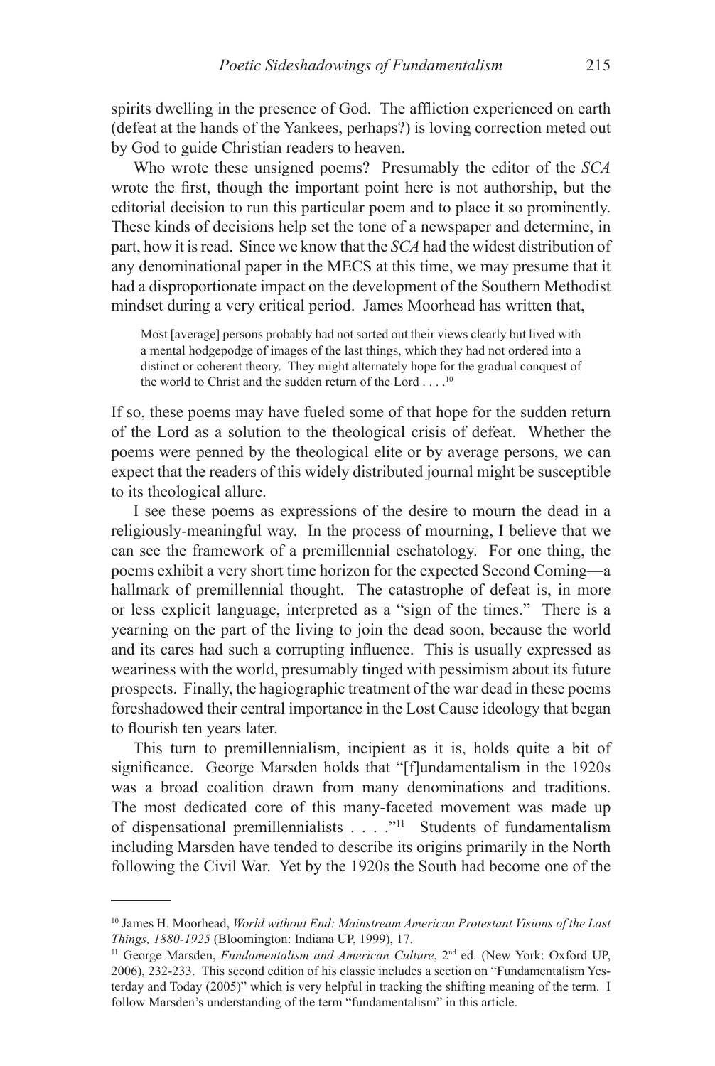spirits dwelling in the presence of God. The affliction experienced on earth (defeat at the hands of the Yankees, perhaps?) is loving correction meted out by God to guide Christian readers to heaven.

Who wrote these unsigned poems? Presumably the editor of the *SCA* wrote the first, though the important point here is not authorship, but the editorial decision to run this particular poem and to place it so prominently. These kinds of decisions help set the tone of a newspaper and determine, in part, how it is read. Since we know that the *SCA* had the widest distribution of any denominational paper in the MECS at this time, we may presume that it had a disproportionate impact on the development of the Southern Methodist mindset during a very critical period. James Moorhead has written that,

> Most [average] persons probably had not sorted out their views clearly but lived with a mental hodgepodge of images of the last things, which they had not ordered into a distinct or coherent theory. They might alternately hope for the gradual conquest of the world to Christ and the sudden return of the Lord . . . .[10]

If so, these poems may have fueled some of that hope for the sudden return of the Lord as a solution to the theological crisis of defeat. Whether the poems were penned by the theological elite or by average persons, we can expect that the readers of this widely distributed journal might be susceptible to its theological allure.

I see these poems as expressions of the desire to mourn the dead in a religiously-meaningful way. In the process of mourning, I believe that we can see the framework of a premillennial eschatology. For one thing, the poems exhibit a very short time horizon for the expected Second Coming—a hallmark of premillennial thought. The catastrophe of defeat is, in more or less explicit language, interpreted as a "sign of the times." There is a yearning on the part of the living to join the dead soon, because the world and its cares had such a corrupting influence. This is usually expressed as weariness with the world, presumably tinged with pessimism about its future prospects. Finally, the hagiographic treatment of the war dead in these poems foreshadowed their central importance in the Lost Cause ideology that began to flourish ten years later.

This turn to premillennialism, incipient as it is, holds quite a bit of significance. George Marsden holds that "[f]undamentalism in the 1920s was a broad coalition drawn from many denominations and traditions. The most dedicated core of this many-faceted movement was made up of dispensational premillennialists . . . ."[11] Students of fundamentalism including Marsden have tended to describe its origins primarily in the North following the Civil War. Yet by the 1920s the South had become one of the

---

[10] James H. Moorhead, *World without End: Mainstream American Protestant Visions of the Last Things, 1880-1925* (Bloomington: Indiana UP, 1999), 17.

[11] George Marsden, *Fundamentalism and American Culture*, 2nd ed. (New York: Oxford UP, 2006), 232-233. This second edition of his classic includes a section on "Fundamentalism Yesterday and Today (2005)" which is very helpful in tracking the shifting meaning of the term. I follow Marsden's understanding of the term "fundamentalism" in this article.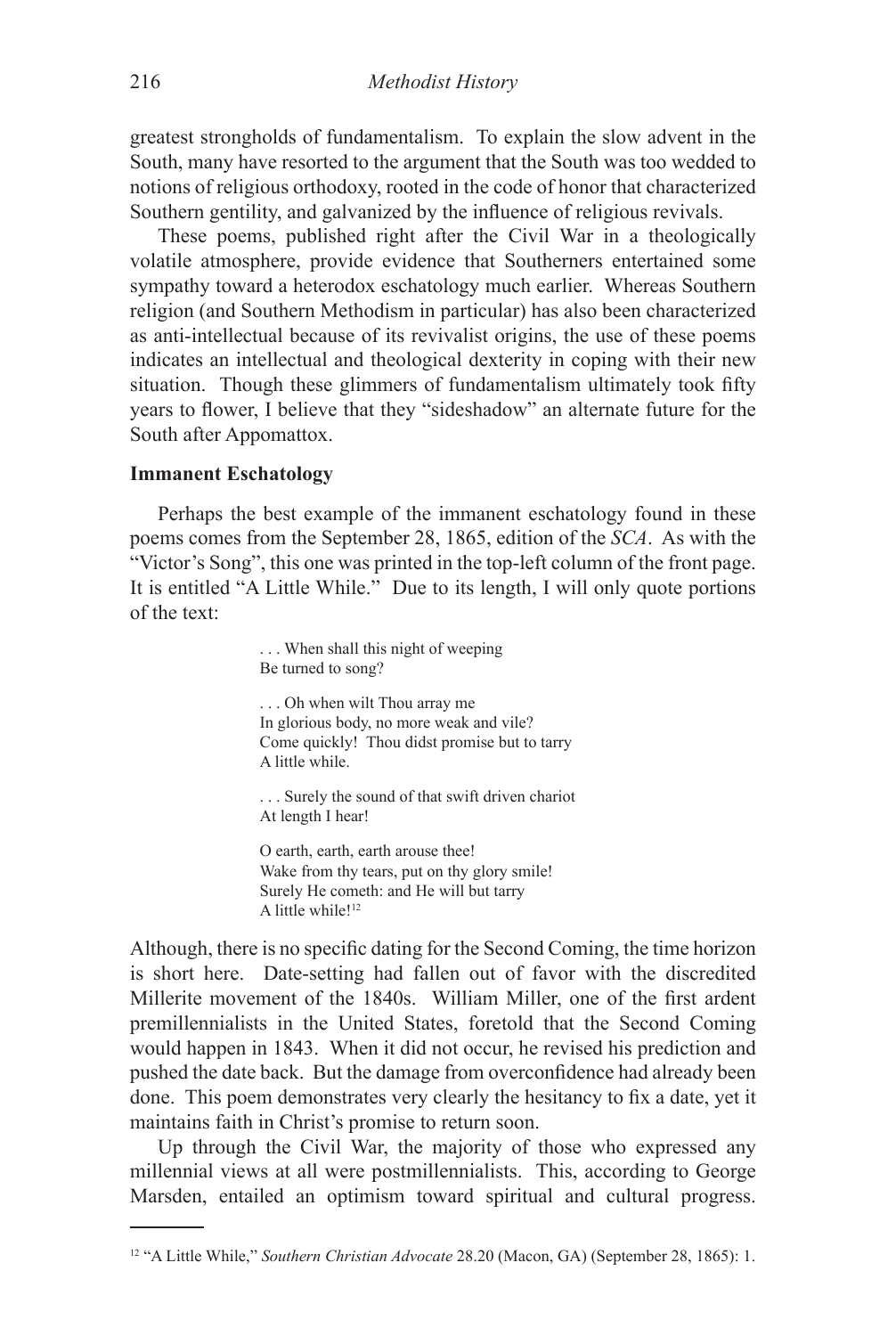greatest strongholds of fundamentalism. To explain the slow advent in the South, many have resorted to the argument that the South was too wedded to notions of religious orthodoxy, rooted in the code of honor that characterized Southern gentility, and galvanized by the influence of religious revivals.

These poems, published right after the Civil War in a theologically volatile atmosphere, provide evidence that Southerners entertained some sympathy toward a heterodox eschatology much earlier. Whereas Southern religion (and Southern Methodism in particular) has also been characterized as anti-intellectual because of its revivalist origins, the use of these poems indicates an intellectual and theological dexterity in coping with their new situation. Though these glimmers of fundamentalism ultimately took fifty years to flower, I believe that they "sideshadow" an alternate future for the South after Appomattox.

**Immanent Eschatology**

Perhaps the best example of the immanent eschatology found in these poems comes from the September 28, 1865, edition of the *SCA*. As with the "Victor's Song", this one was printed in the top-left column of the front page. It is entitled "A Little While." Due to its length, I will only quote portions of the text:

> . . . When shall this night of weeping
> Be turned to song?
>
> . . . Oh when wilt Thou array me
> In glorious body, no more weak and vile?
> Come quickly! Thou didst promise but to tarry
> A little while.
>
> . . . Surely the sound of that swift driven chariot
> At length I hear!
>
> O earth, earth, earth arouse thee!
> Wake from thy tears, put on thy glory smile!
> Surely He cometh: and He will but tarry
> A little while![12]

Although, there is no specific dating for the Second Coming, the time horizon is short here. Date-setting had fallen out of favor with the discredited Millerite movement of the 1840s. William Miller, one of the first ardent premillennialists in the United States, foretold that the Second Coming would happen in 1843. When it did not occur, he revised his prediction and pushed the date back. But the damage from overconfidence had already been done. This poem demonstrates very clearly the hesitancy to fix a date, yet it maintains faith in Christ's promise to return soon.

Up through the Civil War, the majority of those who expressed any millennial views at all were postmillennialists. This, according to George Marsden, entailed an optimism toward spiritual and cultural progress.

---

[12] "A Little While," *Southern Christian Advocate* 28.20 (Macon, GA) (September 28, 1865): 1.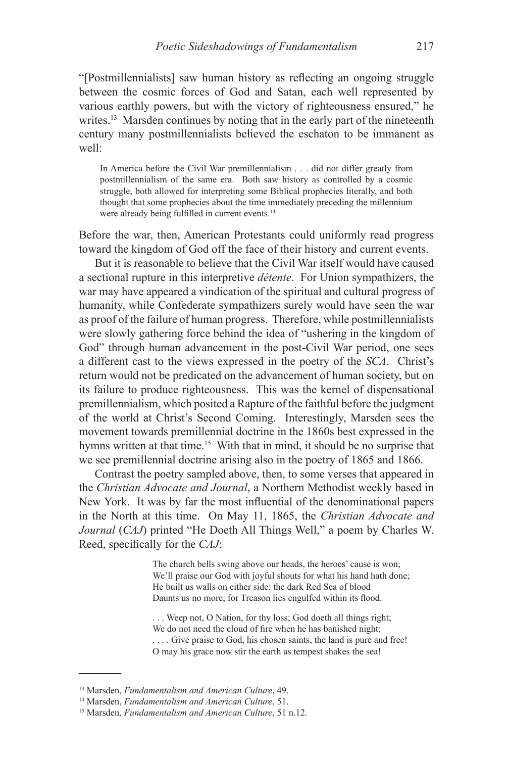"[Postmillennialists] saw human history as reflecting an ongoing struggle between the cosmic forces of God and Satan, each well represented by various earthly powers, but with the victory of righteousness ensured," he writes.[13] Marsden continues by noting that in the early part of the nineteenth century many postmillennialists believed the eschaton to be immanent as well:

> In America before the Civil War premillennialism . . . did not differ greatly from postmillennialism of the same era. Both saw history as controlled by a cosmic struggle, both allowed for interpreting some Biblical prophecies literally, and both thought that some prophecies about the time immediately preceding the millennium were already being fulfilled in current events.[14]

Before the war, then, American Protestants could uniformly read progress toward the kingdom of God off the face of their history and current events.

But it is reasonable to believe that the Civil War itself would have caused a sectional rupture in this interpretive *détente*. For Union sympathizers, the war may have appeared a vindication of the spiritual and cultural progress of humanity, while Confederate sympathizers surely would have seen the war as proof of the failure of human progress. Therefore, while postmillennialists were slowly gathering force behind the idea of "ushering in the kingdom of God" through human advancement in the post-Civil War period, one sees a different cast to the views expressed in the poetry of the *SCA*. Christ's return would not be predicated on the advancement of human society, but on its failure to produce righteousness. This was the kernel of dispensational premillennialism, which posited a Rapture of the faithful before the judgment of the world at Christ's Second Coming. Interestingly, Marsden sees the movement towards premillennial doctrine in the 1860s best expressed in the hymns written at that time.[15] With that in mind, it should be no surprise that we see premillennial doctrine arising also in the poetry of 1865 and 1866.

Contrast the poetry sampled above, then, to some verses that appeared in the *Christian Advocate and Journal*, a Northern Methodist weekly based in New York. It was by far the most influential of the denominational papers in the North at this time. On May 11, 1865, the *Christian Advocate and Journal* (*CAJ*) printed "He Doeth All Things Well," a poem by Charles W. Reed, specifically for the *CAJ*:

> The church bells swing above our heads, the heroes' cause is won;
> We'll praise our God with joyful shouts for what his hand hath done;
> He built us walls on either side: the dark Red Sea of blood
> Daunts us no more, for Treason lies engulfed within its flood.
>
> . . . Weep not, O Nation, for thy loss; God doeth all things right;
> We do not need the cloud of fire when he has banished night;
> . . . . Give praise to God, his chosen saints, the land is pure and free!
> O may his grace now stir the earth as tempest shakes the sea!

---

[13] Marsden, *Fundamentalism and American Culture*, 49.

[14] Marsden, *Fundamentalism and American Culture*, 51.

[15] Marsden, *Fundamentalism and American Culture*, 51 n.12.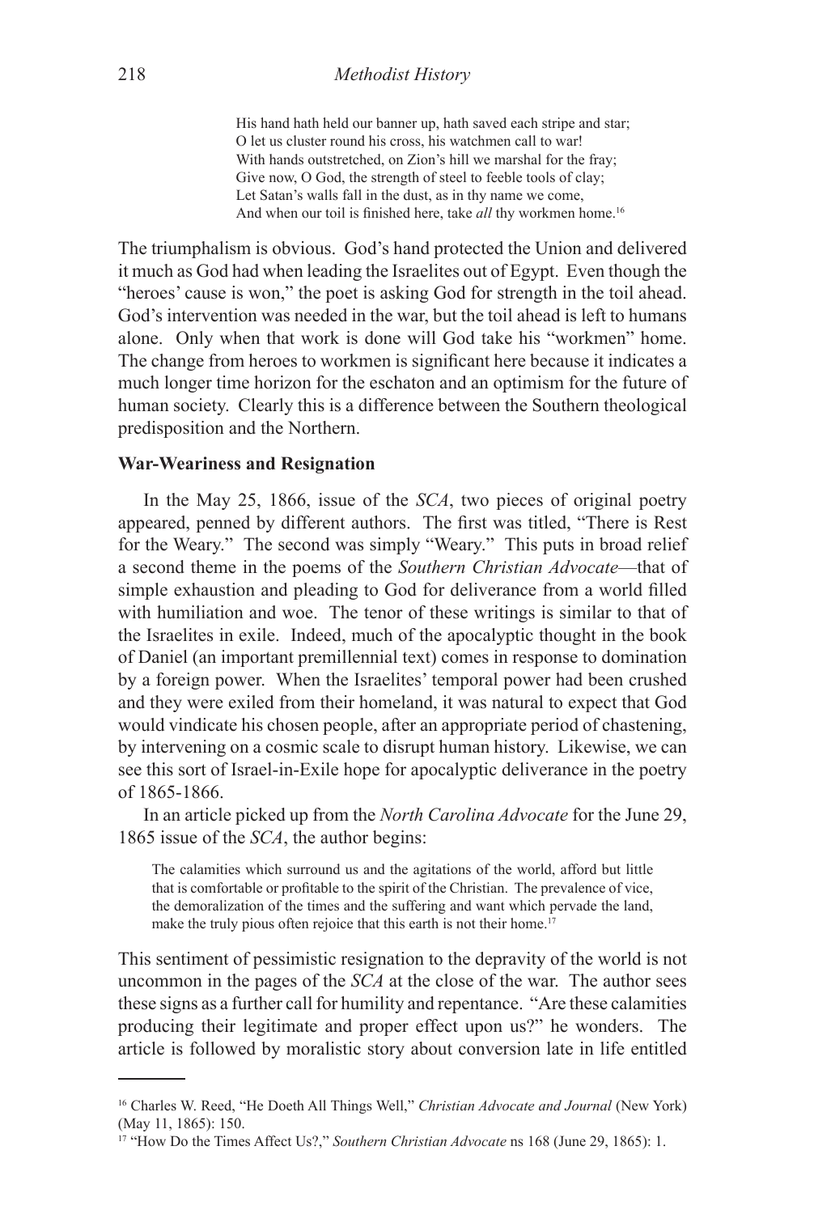> His hand hath held our banner up, hath saved each stripe and star;
> O let us cluster round his cross, his watchmen call to war!
> With hands outstretched, on Zion's hill we marshal for the fray;
> Give now, O God, the strength of steel to feeble tools of clay;
> Let Satan's walls fall in the dust, as in thy name we come,
> And when our toil is finished here, take *all* thy workmen home.[16]

The triumphalism is obvious. God's hand protected the Union and delivered it much as God had when leading the Israelites out of Egypt. Even though the "heroes' cause is won," the poet is asking God for strength in the toil ahead. God's intervention was needed in the war, but the toil ahead is left to humans alone. Only when that work is done will God take his "workmen" home. The change from heroes to workmen is significant here because it indicates a much longer time horizon for the eschaton and an optimism for the future of human society. Clearly this is a difference between the Southern theological predisposition and the Northern.

**War-Weariness and Resignation**

In the May 25, 1866, issue of the *SCA*, two pieces of original poetry appeared, penned by different authors. The first was titled, "There is Rest for the Weary." The second was simply "Weary." This puts in broad relief a second theme in the poems of the *Southern Christian Advocate*—that of simple exhaustion and pleading to God for deliverance from a world filled with humiliation and woe. The tenor of these writings is similar to that of the Israelites in exile. Indeed, much of the apocalyptic thought in the book of Daniel (an important premillennial text) comes in response to domination by a foreign power. When the Israelites' temporal power had been crushed and they were exiled from their homeland, it was natural to expect that God would vindicate his chosen people, after an appropriate period of chastening, by intervening on a cosmic scale to disrupt human history. Likewise, we can see this sort of Israel-in-Exile hope for apocalyptic deliverance in the poetry of 1865-1866.

In an article picked up from the *North Carolina Advocate* for the June 29, 1865 issue of the *SCA*, the author begins:

> The calamities which surround us and the agitations of the world, afford but little that is comfortable or profitable to the spirit of the Christian. The prevalence of vice, the demoralization of the times and the suffering and want which pervade the land, make the truly pious often rejoice that this earth is not their home.[17]

This sentiment of pessimistic resignation to the depravity of the world is not uncommon in the pages of the *SCA* at the close of the war. The author sees these signs as a further call for humility and repentance. "Are these calamities producing their legitimate and proper effect upon us?" he wonders. The article is followed by moralistic story about conversion late in life entitled

---

[16] Charles W. Reed, "He Doeth All Things Well," *Christian Advocate and Journal* (New York) (May 11, 1865): 150.

[17] "How Do the Times Affect Us?," *Southern Christian Advocate* ns 168 (June 29, 1865): 1.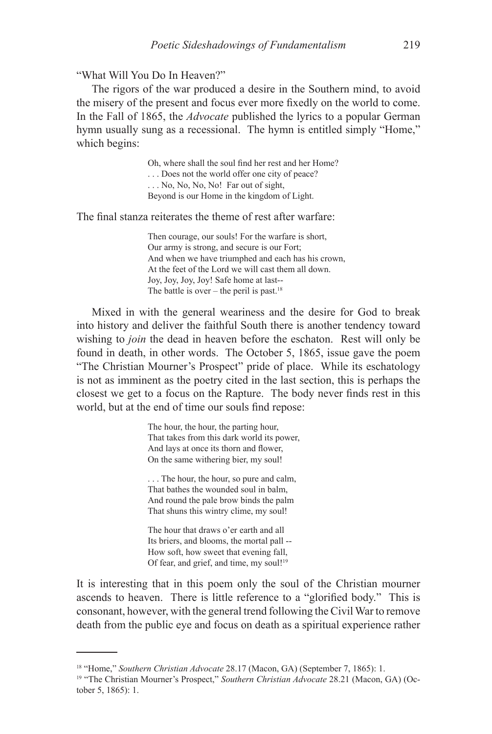"What Will You Do In Heaven?"

The rigors of the war produced a desire in the Southern mind, to avoid the misery of the present and focus ever more fixedly on the world to come. In the Fall of 1865, the *Advocate* published the lyrics to a popular German hymn usually sung as a recessional. The hymn is entitled simply "Home," which begins:

> Oh, where shall the soul find her rest and her Home?
> . . . Does not the world offer one city of peace?
> . . . No, No, No, No! Far out of sight,
> Beyond is our Home in the kingdom of Light.

The final stanza reiterates the theme of rest after warfare:

> Then courage, our souls! For the warfare is short,
> Our army is strong, and secure is our Fort;
> And when we have triumphed and each has his crown,
> At the feet of the Lord we will cast them all down.
> Joy, Joy, Joy, Joy! Safe home at last--
> The battle is over – the peril is past.[18]

Mixed in with the general weariness and the desire for God to break into history and deliver the faithful South there is another tendency toward wishing to *join* the dead in heaven before the eschaton. Rest will only be found in death, in other words. The October 5, 1865, issue gave the poem "The Christian Mourner's Prospect" pride of place. While its eschatology is not as imminent as the poetry cited in the last section, this is perhaps the closest we get to a focus on the Rapture. The body never finds rest in this world, but at the end of time our souls find repose:

> The hour, the hour, the parting hour,
> That takes from this dark world its power,
> And lays at once its thorn and flower,
> On the same withering bier, my soul!
>
> . . . The hour, the hour, so pure and calm,
> That bathes the wounded soul in balm,
> And round the pale brow binds the palm
> That shuns this wintry clime, my soul!
>
> The hour that draws o'er earth and all
> Its briers, and blooms, the mortal pall --
> How soft, how sweet that evening fall,
> Of fear, and grief, and time, my soul![19]

It is interesting that in this poem only the soul of the Christian mourner ascends to heaven. There is little reference to a "glorified body." This is consonant, however, with the general trend following the Civil War to remove death from the public eye and focus on death as a spiritual experience rather

---

[18] "Home," *Southern Christian Advocate* 28.17 (Macon, GA) (September 7, 1865): 1.

[19] "The Christian Mourner's Prospect," *Southern Christian Advocate* 28.21 (Macon, GA) (October 5, 1865): 1.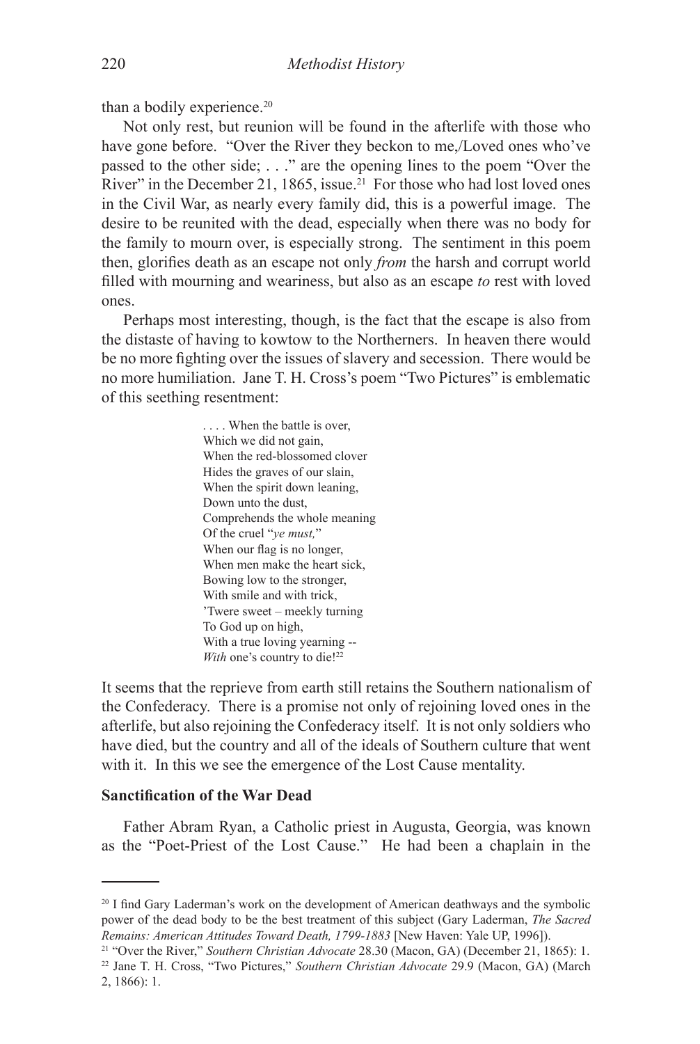than a bodily experience.[20]

Not only rest, but reunion will be found in the afterlife with those who have gone before. "Over the River they beckon to me,/Loved ones who've passed to the other side; . . ." are the opening lines to the poem "Over the River" in the December 21, 1865, issue.[21] For those who had lost loved ones in the Civil War, as nearly every family did, this is a powerful image. The desire to be reunited with the dead, especially when there was no body for the family to mourn over, is especially strong. The sentiment in this poem then, glorifies death as an escape not only *from* the harsh and corrupt world filled with mourning and weariness, but also as an escape *to* rest with loved ones.

Perhaps most interesting, though, is the fact that the escape is also from the distaste of having to kowtow to the Northerners. In heaven there would be no more fighting over the issues of slavery and secession. There would be no more humiliation. Jane T. H. Cross's poem "Two Pictures" is emblematic of this seething resentment:

> . . . . When the battle is over,
> Which we did not gain,
> When the red-blossomed clover
> Hides the graves of our slain,
> When the spirit down leaning,
> Down unto the dust,
> Comprehends the whole meaning
> Of the cruel "*ye must,*"
> When our flag is no longer,
> When men make the heart sick,
> Bowing low to the stronger,
> With smile and with trick,
> 'Twere sweet – meekly turning
> To God up on high,
> With a true loving yearning --
> *With* one's country to die![22]

It seems that the reprieve from earth still retains the Southern nationalism of the Confederacy. There is a promise not only of rejoining loved ones in the afterlife, but also rejoining the Confederacy itself. It is not only soldiers who have died, but the country and all of the ideals of Southern culture that went with it. In this we see the emergence of the Lost Cause mentality.

### Sanctification of the War Dead

Father Abram Ryan, a Catholic priest in Augusta, Georgia, was known as the "Poet-Priest of the Lost Cause." He had been a chaplain in the

---

[20] I find Gary Laderman's work on the development of American deathways and the symbolic power of the dead body to be the best treatment of this subject (Gary Laderman, *The Sacred Remains: American Attitudes Toward Death, 1799-1883* [New Haven: Yale UP, 1996]).

[21] "Over the River," *Southern Christian Advocate* 28.30 (Macon, GA) (December 21, 1865): 1.

[22] Jane T. H. Cross, "Two Pictures," *Southern Christian Advocate* 29.9 (Macon, GA) (March 2, 1866): 1.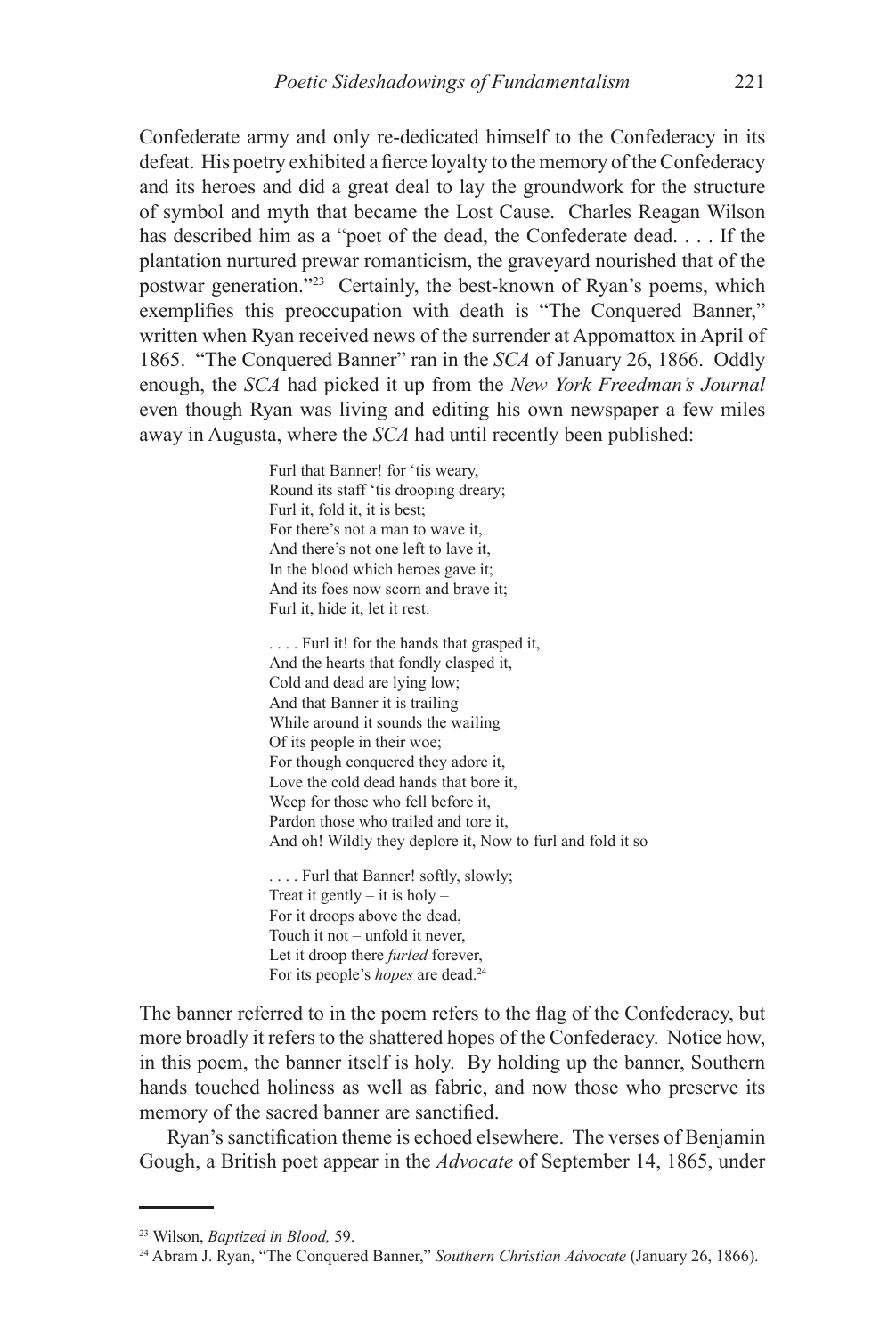Confederate army and only re-dedicated himself to the Confederacy in its defeat. His poetry exhibited a fierce loyalty to the memory of the Confederacy and its heroes and did a great deal to lay the groundwork for the structure of symbol and myth that became the Lost Cause. Charles Reagan Wilson has described him as a "poet of the dead, the Confederate dead. . . . If the plantation nurtured prewar romanticism, the graveyard nourished that of the postwar generation."[23] Certainly, the best-known of Ryan's poems, which exemplifies this preoccupation with death is "The Conquered Banner," written when Ryan received news of the surrender at Appomattox in April of 1865. "The Conquered Banner" ran in the *SCA* of January 26, 1866. Oddly enough, the *SCA* had picked it up from the *New York Freedman's Journal* even though Ryan was living and editing his own newspaper a few miles away in Augusta, where the *SCA* had until recently been published:

> Furl that Banner! for 'tis weary,
> Round its staff 'tis drooping dreary;
> Furl it, fold it, it is best;
> For there's not a man to wave it,
> And there's not one left to lave it,
> In the blood which heroes gave it;
> And its foes now scorn and brave it;
> Furl it, hide it, let it rest.
>
> . . . . Furl it! for the hands that grasped it,
> And the hearts that fondly clasped it,
> Cold and dead are lying low;
> And that Banner it is trailing
> While around it sounds the wailing
> Of its people in their woe;
> For though conquered they adore it,
> Love the cold dead hands that bore it,
> Weep for those who fell before it,
> Pardon those who trailed and tore it,
> And oh! Wildly they deplore it, Now to furl and fold it so
>
> . . . . Furl that Banner! softly, slowly;
> Treat it gently – it is holy –
> For it droops above the dead,
> Touch it not – unfold it never,
> Let it droop there *furled* forever,
> For its people's *hopes* are dead.[24]

The banner referred to in the poem refers to the flag of the Confederacy, but more broadly it refers to the shattered hopes of the Confederacy. Notice how, in this poem, the banner itself is holy. By holding up the banner, Southern hands touched holiness as well as fabric, and now those who preserve its memory of the sacred banner are sanctified.

Ryan's sanctification theme is echoed elsewhere. The verses of Benjamin Gough, a British poet appear in the *Advocate* of September 14, 1865, under

---

[23] Wilson, *Baptized in Blood,* 59.

[24] Abram J. Ryan, "The Conquered Banner," *Southern Christian Advocate* (January 26, 1866).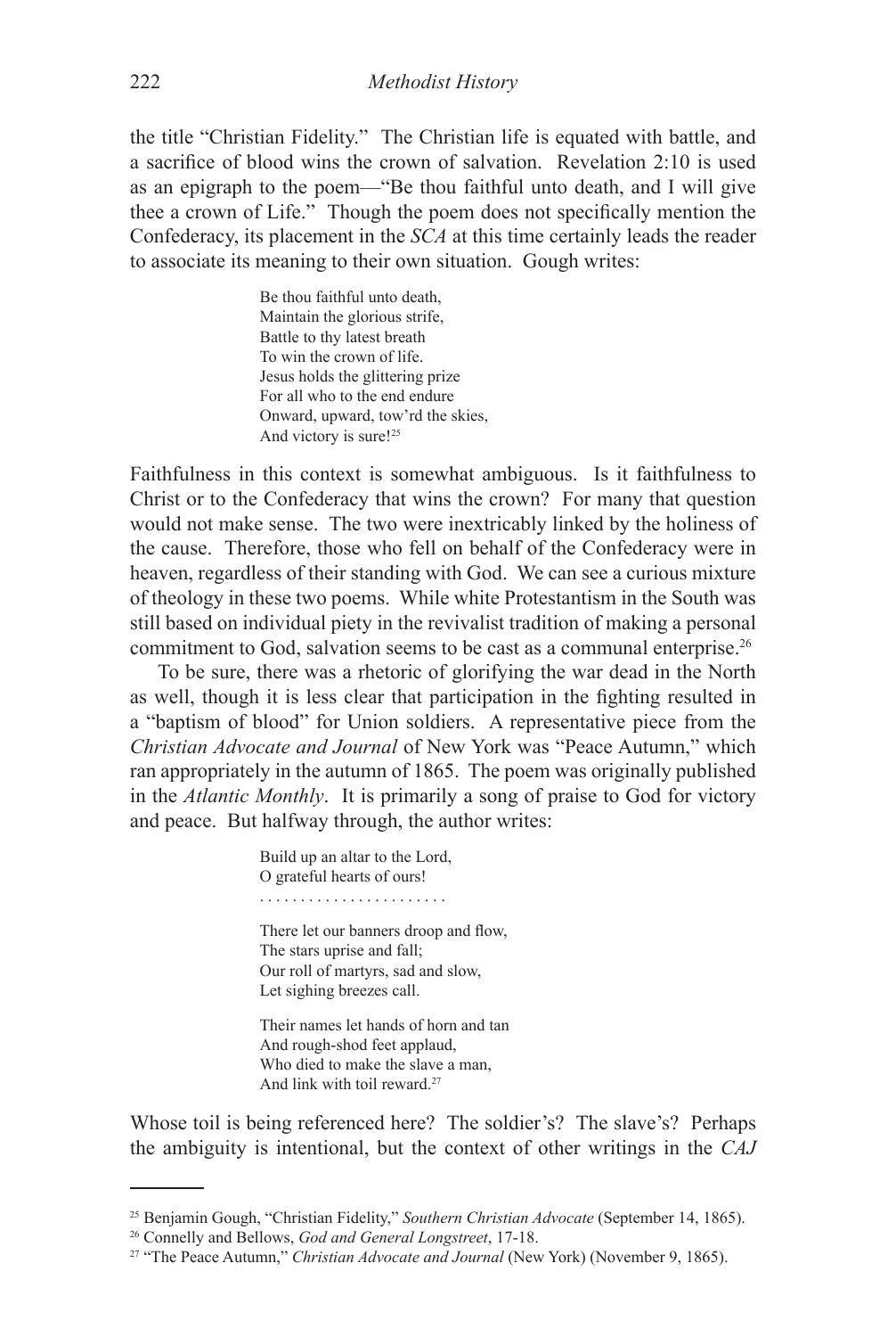the title "Christian Fidelity." The Christian life is equated with battle, and a sacrifice of blood wins the crown of salvation. Revelation 2:10 is used as an epigraph to the poem—"Be thou faithful unto death, and I will give thee a crown of Life." Though the poem does not specifically mention the Confederacy, its placement in the *SCA* at this time certainly leads the reader to associate its meaning to their own situation. Gough writes:

> Be thou faithful unto death,
> Maintain the glorious strife,
> Battle to thy latest breath
> To win the crown of life.
> Jesus holds the glittering prize
> For all who to the end endure
> Onward, upward, tow'rd the skies,
> And victory is sure![25]

Faithfulness in this context is somewhat ambiguous. Is it faithfulness to Christ or to the Confederacy that wins the crown? For many that question would not make sense. The two were inextricably linked by the holiness of the cause. Therefore, those who fell on behalf of the Confederacy were in heaven, regardless of their standing with God. We can see a curious mixture of theology in these two poems. While white Protestantism in the South was still based on individual piety in the revivalist tradition of making a personal commitment to God, salvation seems to be cast as a communal enterprise.[26]

To be sure, there was a rhetoric of glorifying the war dead in the North as well, though it is less clear that participation in the fighting resulted in a "baptism of blood" for Union soldiers. A representative piece from the *Christian Advocate and Journal* of New York was "Peace Autumn," which ran appropriately in the autumn of 1865. The poem was originally published in the *Atlantic Monthly*. It is primarily a song of praise to God for victory and peace. But halfway through, the author writes:

> Build up an altar to the Lord,
> O grateful hearts of ours!
> . . . . . . . . . . . . . . . . . . . . . . .
>
> There let our banners droop and flow,
> The stars uprise and fall;
> Our roll of martyrs, sad and slow,
> Let sighing breezes call.
>
> Their names let hands of horn and tan
> And rough-shod feet applaud,
> Who died to make the slave a man,
> And link with toil reward.[27]

Whose toil is being referenced here? The soldier's? The slave's? Perhaps the ambiguity is intentional, but the context of other writings in the *CAJ*

---

[25] Benjamin Gough, "Christian Fidelity," *Southern Christian Advocate* (September 14, 1865).

[26] Connelly and Bellows, *God and General Longstreet*, 17-18.

[27] "The Peace Autumn," *Christian Advocate and Journal* (New York) (November 9, 1865).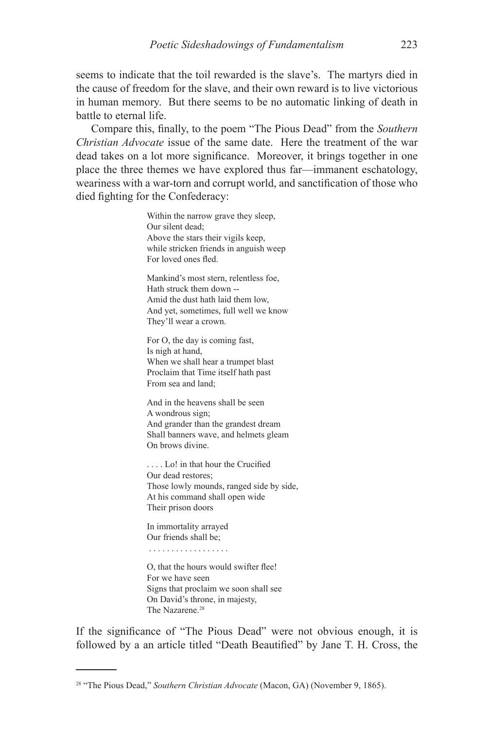seems to indicate that the toil rewarded is the slave's. The martyrs died in the cause of freedom for the slave, and their own reward is to live victorious in human memory. But there seems to be no automatic linking of death in battle to eternal life.

Compare this, finally, to the poem "The Pious Dead" from the *Southern Christian Advocate* issue of the same date. Here the treatment of the war dead takes on a lot more significance. Moreover, it brings together in one place the three themes we have explored thus far—immanent eschatology, weariness with a war-torn and corrupt world, and sanctification of those who died fighting for the Confederacy:

> Within the narrow grave they sleep,  
> Our silent dead;  
> Above the stars their vigils keep,  
> while stricken friends in anguish weep  
> For loved ones fled.
>
> Mankind's most stern, relentless foe,  
> Hath struck them down --  
> Amid the dust hath laid them low,  
> And yet, sometimes, full well we know  
> They'll wear a crown.
>
> For O, the day is coming fast,  
> Is nigh at hand,  
> When we shall hear a trumpet blast  
> Proclaim that Time itself hath past  
> From sea and land;
>
> And in the heavens shall be seen  
> A wondrous sign;  
> And grander than the grandest dream  
> Shall banners wave, and helmets gleam  
> On brows divine.
>
> . . . . Lo! in that hour the Crucified  
> Our dead restores;  
> Those lowly mounds, ranged side by side,  
> At his command shall open wide  
> Their prison doors
>
> In immortality arrayed  
> Our friends shall be;  
> . . . . . . . . . . . . . . . . . .
>
> O, that the hours would swifter flee!  
> For we have seen  
> Signs that proclaim we soon shall see  
> On David's throne, in majesty,  
> The Nazarene.[28]

If the significance of "The Pious Dead" were not obvious enough, it is followed by a an article titled "Death Beautified" by Jane T. H. Cross, the

---

[28] "The Pious Dead," *Southern Christian Advocate* (Macon, GA) (November 9, 1865).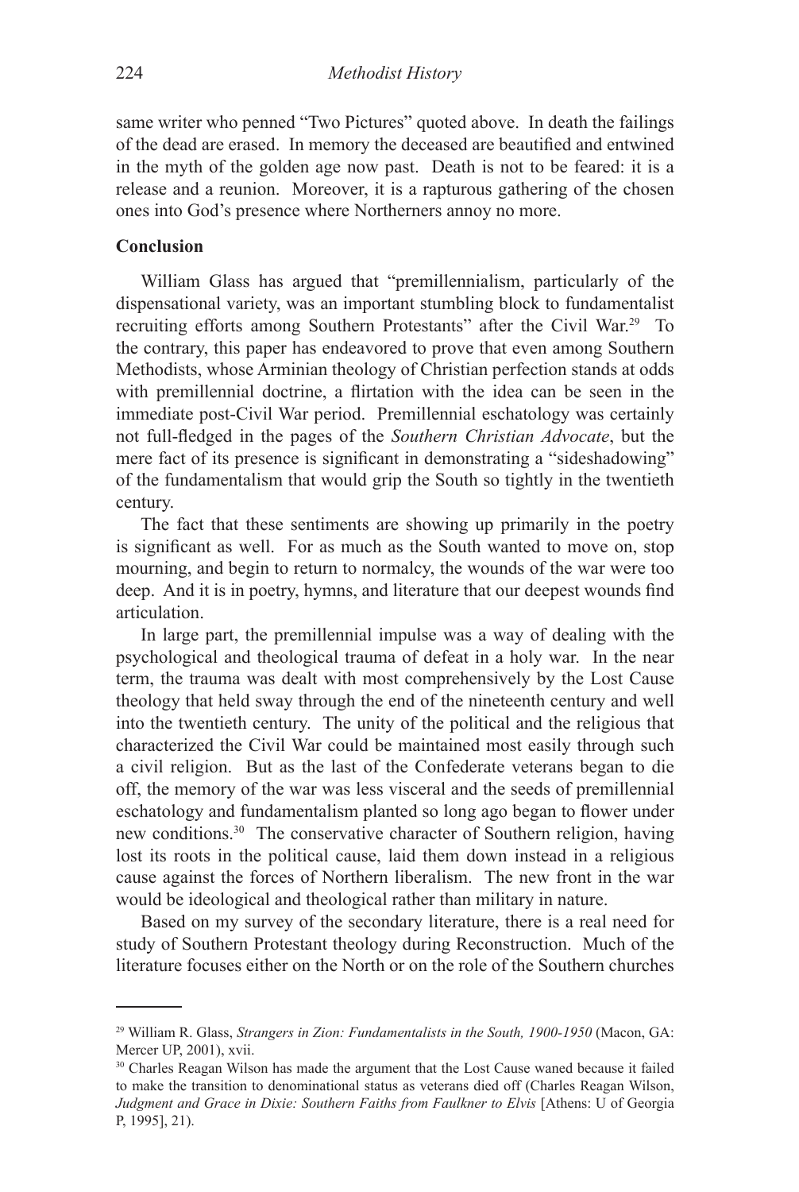same writer who penned "Two Pictures" quoted above. In death the failings of the dead are erased. In memory the deceased are beautified and entwined in the myth of the golden age now past. Death is not to be feared: it is a release and a reunion. Moreover, it is a rapturous gathering of the chosen ones into God's presence where Northerners annoy no more.

**Conclusion**

William Glass has argued that "premillennialism, particularly of the dispensational variety, was an important stumbling block to fundamentalist recruiting efforts among Southern Protestants" after the Civil War.[29] To the contrary, this paper has endeavored to prove that even among Southern Methodists, whose Arminian theology of Christian perfection stands at odds with premillennial doctrine, a flirtation with the idea can be seen in the immediate post-Civil War period. Premillennial eschatology was certainly not full-fledged in the pages of the *Southern Christian Advocate*, but the mere fact of its presence is significant in demonstrating a "sideshadowing" of the fundamentalism that would grip the South so tightly in the twentieth century.

The fact that these sentiments are showing up primarily in the poetry is significant as well. For as much as the South wanted to move on, stop mourning, and begin to return to normalcy, the wounds of the war were too deep. And it is in poetry, hymns, and literature that our deepest wounds find articulation.

In large part, the premillennial impulse was a way of dealing with the psychological and theological trauma of defeat in a holy war. In the near term, the trauma was dealt with most comprehensively by the Lost Cause theology that held sway through the end of the nineteenth century and well into the twentieth century. The unity of the political and the religious that characterized the Civil War could be maintained most easily through such a civil religion. But as the last of the Confederate veterans began to die off, the memory of the war was less visceral and the seeds of premillennial eschatology and fundamentalism planted so long ago began to flower under new conditions.[30] The conservative character of Southern religion, having lost its roots in the political cause, laid them down instead in a religious cause against the forces of Northern liberalism. The new front in the war would be ideological and theological rather than military in nature.

Based on my survey of the secondary literature, there is a real need for study of Southern Protestant theology during Reconstruction. Much of the literature focuses either on the North or on the role of the Southern churches

---

[29] William R. Glass, *Strangers in Zion: Fundamentalists in the South, 1900-1950* (Macon, GA: Mercer UP, 2001), xvii.

[30] Charles Reagan Wilson has made the argument that the Lost Cause waned because it failed to make the transition to denominational status as veterans died off (Charles Reagan Wilson, *Judgment and Grace in Dixie: Southern Faiths from Faulkner to Elvis* [Athens: U of Georgia P, 1995], 21).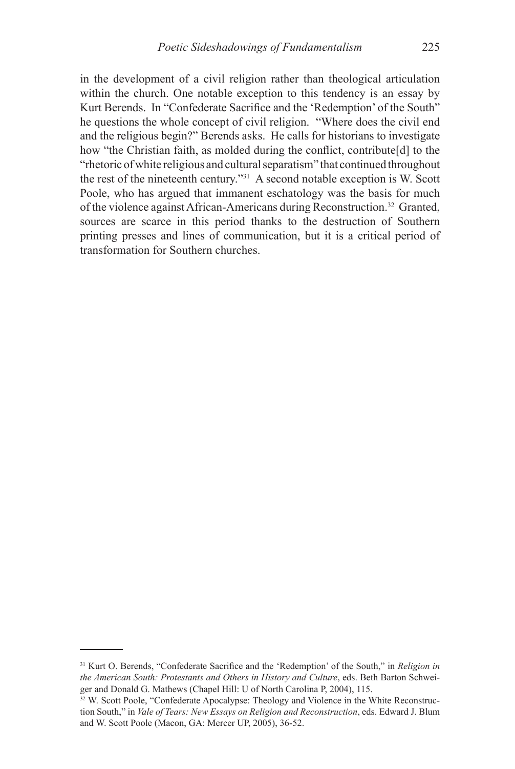in the development of a civil religion rather than theological articulation within the church. One notable exception to this tendency is an essay by Kurt Berends. In "Confederate Sacrifice and the 'Redemption' of the South" he questions the whole concept of civil religion. "Where does the civil end and the religious begin?" Berends asks. He calls for historians to investigate how "the Christian faith, as molded during the conflict, contribute[d] to the "rhetoric of white religious and cultural separatism" that continued throughout the rest of the nineteenth century."[31] A second notable exception is W. Scott Poole, who has argued that immanent eschatology was the basis for much of the violence against African-Americans during Reconstruction.[32] Granted, sources are scarce in this period thanks to the destruction of Southern printing presses and lines of communication, but it is a critical period of transformation for Southern churches.

---

[31] Kurt O. Berends, "Confederate Sacrifice and the 'Redemption' of the South," in *Religion in the American South: Protestants and Others in History and Culture*, eds. Beth Barton Schweiger and Donald G. Mathews (Chapel Hill: U of North Carolina P, 2004), 115.

[32] W. Scott Poole, "Confederate Apocalypse: Theology and Violence in the White Reconstruction South," in *Vale of Tears: New Essays on Religion and Reconstruction*, eds. Edward J. Blum and W. Scott Poole (Macon, GA: Mercer UP, 2005), 36-52.